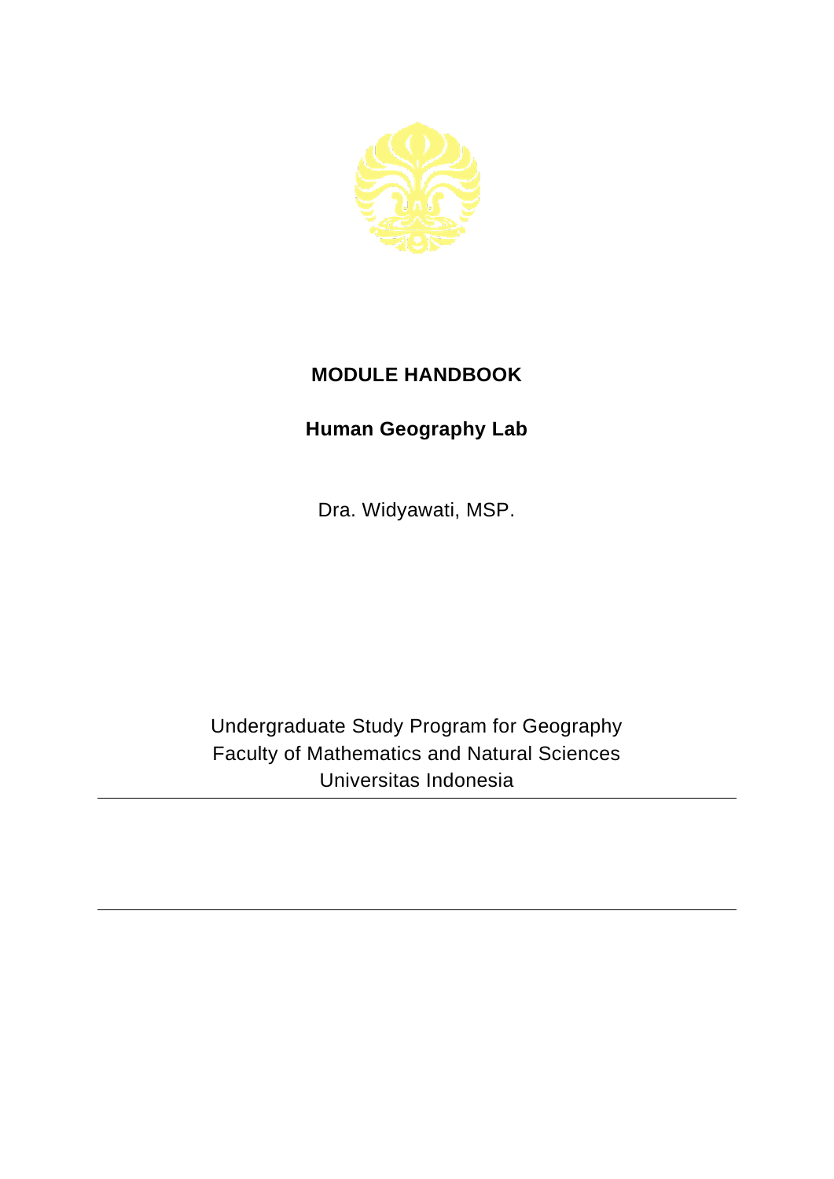# MODULE HANDBOOK

## Human Geography Lab

Dra. Widyawati, MSP.

Undergraduate Study Program for Geography
Faculty of Mathematics and Natural Sciences
Universitas Indonesia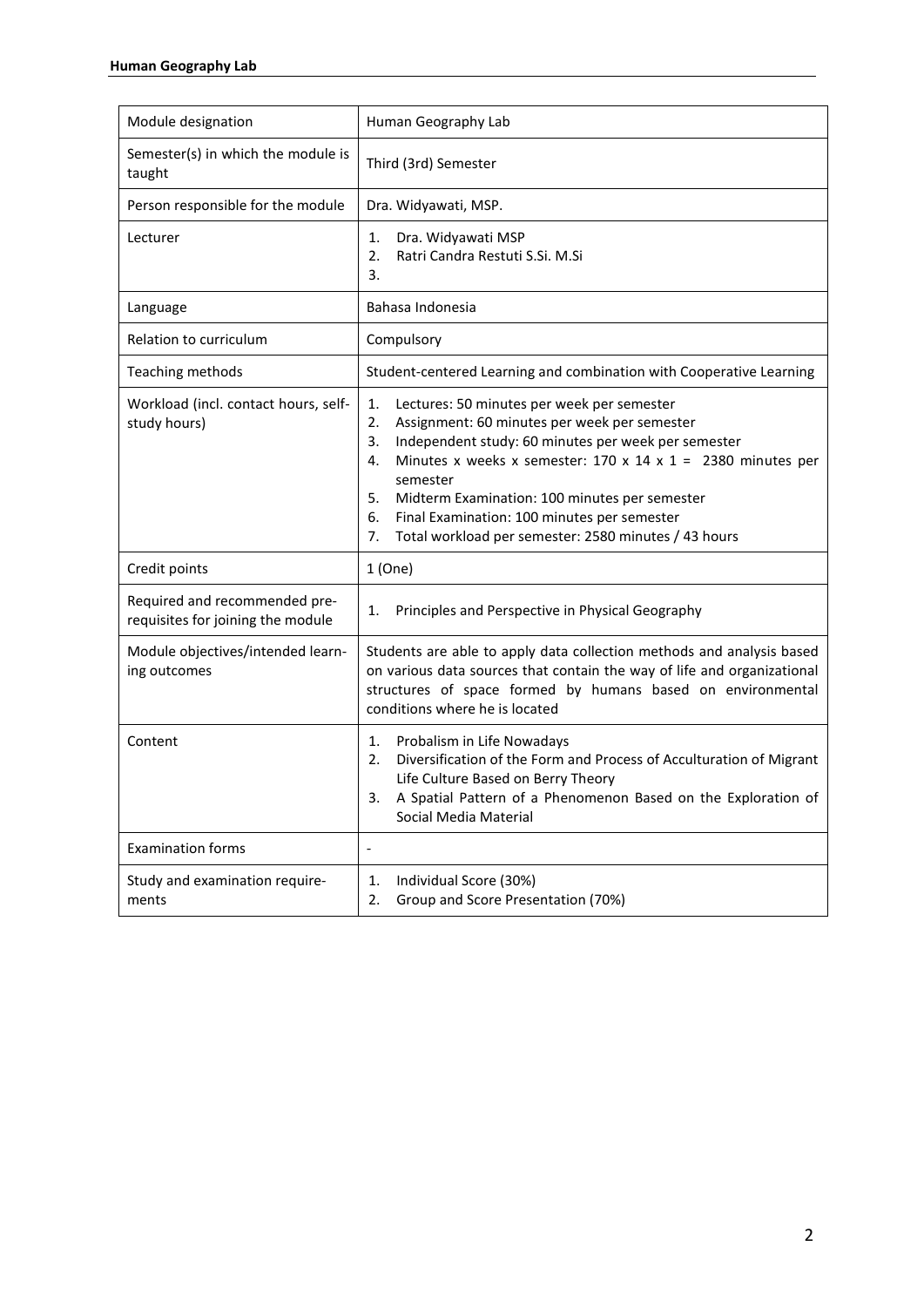| Module designation | Human Geography Lab |
|---|---|
| Semester(s) in which the module is taught | Third (3rd) Semester |
| Person responsible for the module | Dra. Widyawati, MSP. |
| Lecturer | 1. Dra. Widyawati MSP<br>2. Ratri Candra Restuti S.Si. M.Si<br>3. |
| Language | Bahasa Indonesia |
| Relation to curriculum | Compulsory |
| Teaching methods | Student-centered Learning and combination with Cooperative Learning |
| Workload (incl. contact hours, self-study hours) | 1. Lectures: 50 minutes per week per semester<br>2. Assignment: 60 minutes per week per semester<br>3. Independent study: 60 minutes per week per semester<br>4. Minutes x weeks x semester: 170 x 14 x 1 = 2380 minutes per semester<br>5. Midterm Examination: 100 minutes per semester<br>6. Final Examination: 100 minutes per semester<br>7. Total workload per semester: 2580 minutes / 43 hours |
| Credit points | 1 (One) |
| Required and recommended pre-requisites for joining the module | 1. Principles and Perspective in Physical Geography |
| Module objectives/intended learning outcomes | Students are able to apply data collection methods and analysis based on various data sources that contain the way of life and organizational structures of space formed by humans based on environmental conditions where he is located |
| Content | 1. Probalism in Life Nowadays<br>2. Diversification of the Form and Process of Acculturation of Migrant Life Culture Based on Berry Theory<br>3. A Spatial Pattern of a Phenomenon Based on the Exploration of Social Media Material |
| Examination forms | - |
| Study and examination requirements | 1. Individual Score (30%)<br>2. Group and Score Presentation (70%) |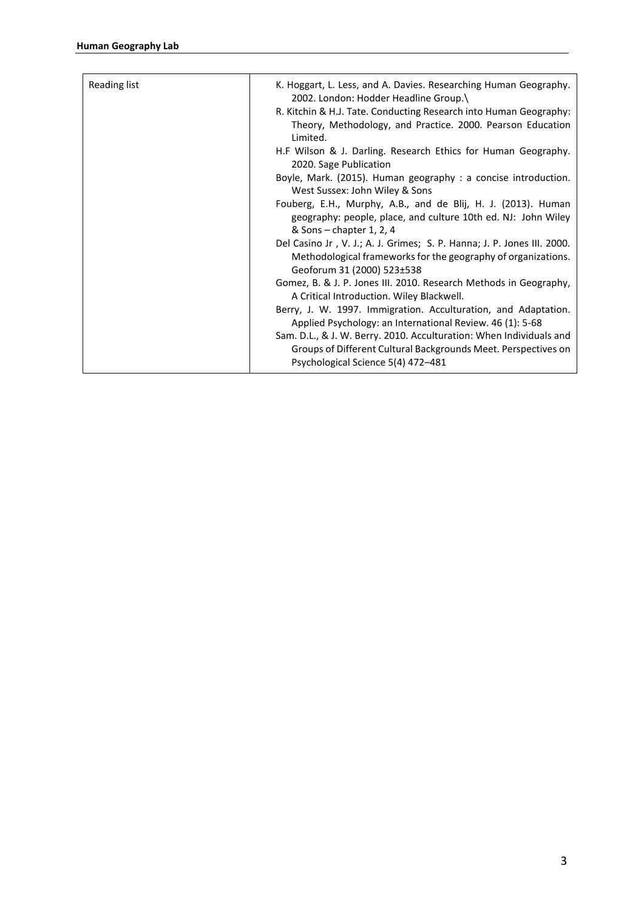| | |
|---|---|
| Reading list | K. Hoggart, L. Less, and A. Davies. Researching Human Geography. 2002. London: Hodder Headline Group.\ <br> R. Kitchin & H.J. Tate. Conducting Research into Human Geography: Theory, Methodology, and Practice. 2000. Pearson Education Limited. <br> H.F Wilson & J. Darling. Research Ethics for Human Geography. 2020. Sage Publication <br> Boyle, Mark. (2015). Human geography : a concise introduction. West Sussex: John Wiley & Sons <br> Fouberg, E.H., Murphy, A.B., and de Blij, H. J. (2013). Human geography: people, place, and culture 10th ed. NJ: John Wiley & Sons – chapter 1, 2, 4 <br> Del Casino Jr , V. J.; A. J. Grimes; S. P. Hanna; J. P. Jones III. 2000. Methodological frameworks for the geography of organizations. Geoforum 31 (2000) 523±538 <br> Gomez, B. & J. P. Jones III. 2010. Research Methods in Geography, A Critical Introduction. Wiley Blackwell. <br> Berry, J. W. 1997. Immigration. Acculturation, and Adaptation. Applied Psychology: an International Review. 46 (1): 5-68 <br> Sam. D.L., & J. W. Berry. 2010. Acculturation: When Individuals and Groups of Different Cultural Backgrounds Meet. Perspectives on Psychological Science 5(4) 472–481 |